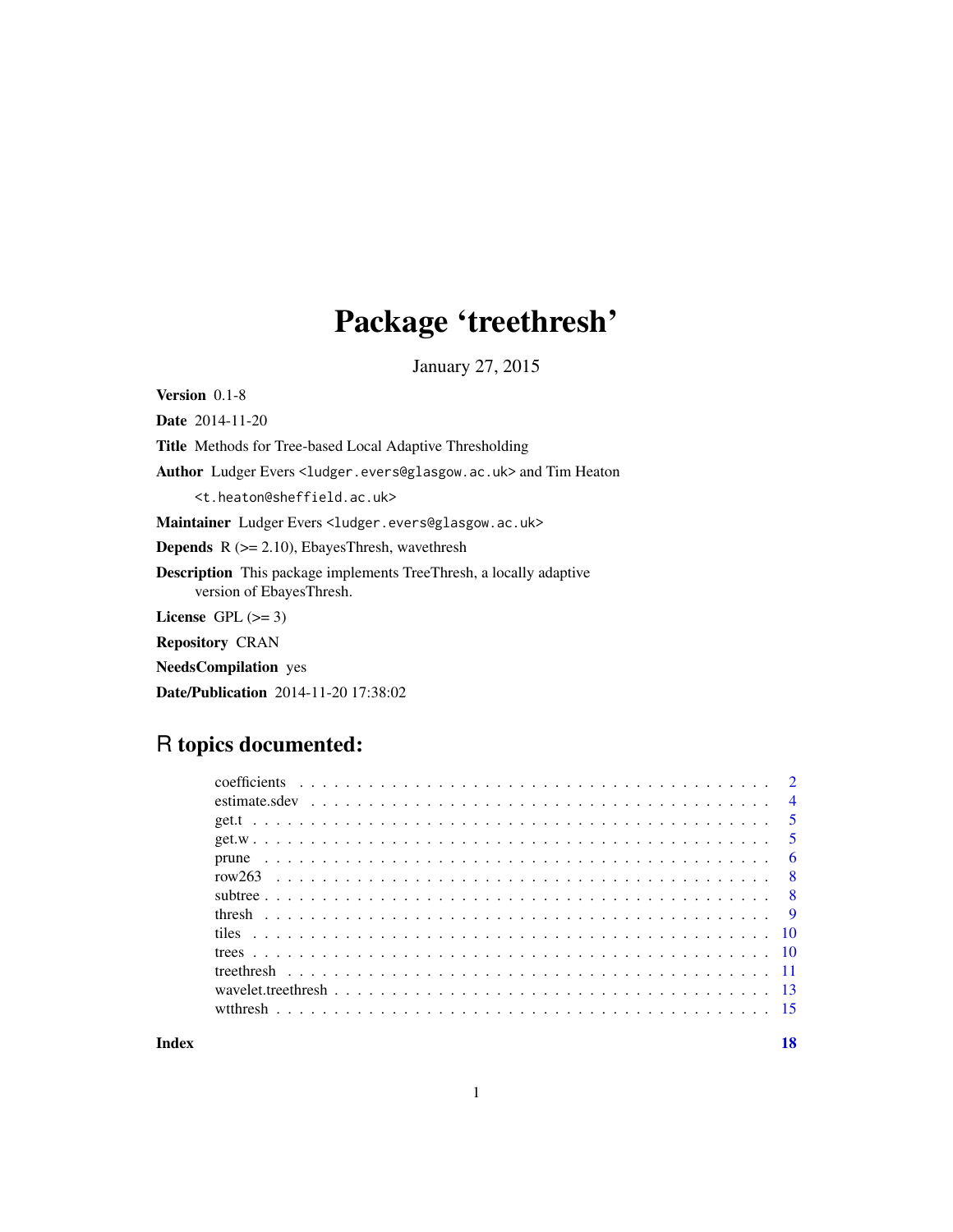# Package 'treethresh'

January 27, 2015

**Version** 0.1-8

**Date** 2014-11-20

**Title** Methods for Tree-based Local Adaptive Thresholding

**Author** Ludger Evers <ludger.evers@glasgow.ac.uk> and Tim Heaton <t.heaton@sheffield.ac.uk>

**Maintainer** Ludger Evers <ludger.evers@glasgow.ac.uk>

**Depends** R (>= 2.10), EbayesThresh, wavethresh

**Description** This package implements TreeThresh, a locally adaptive version of EbayesThresh.

**License** GPL (>= 3)

**Repository** CRAN

**NeedsCompilation** yes

**Date/Publication** 2014-11-20 17:38:02

## R topics documented:

| | |
|---|---|
| coefficients | 2 |
| estimate.sdev | 4 |
| get.t | 5 |
| get.w | 5 |
| prune | 6 |
| row263 | 8 |
| subtree | 8 |
| thresh | 9 |
| tiles | 10 |
| trees | 10 |
| treethresh | 11 |
| wavelet.treethresh | 13 |
| wtthresh | 15 |
| **Index** | **18** |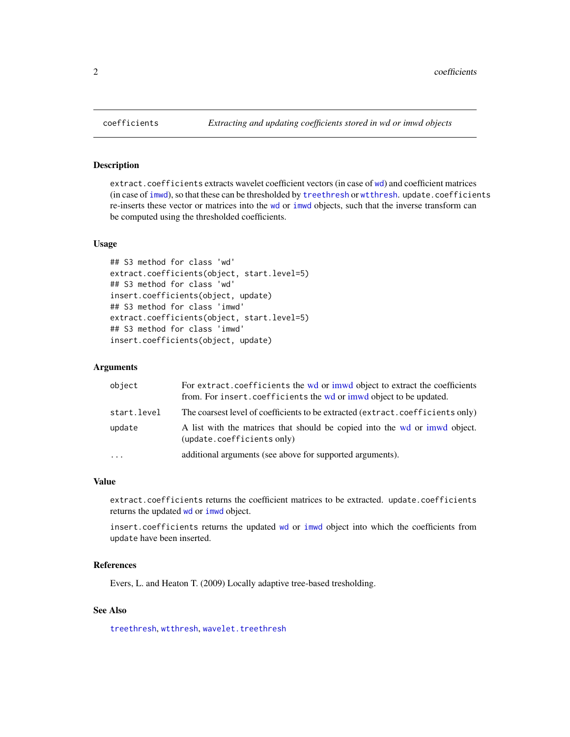# coefficients — *Extracting and updating coefficients stored in wd or imwd objects*

## Description

`extract.coefficients` extracts wavelet coefficient vectors (in case of `wd`) and coefficient matrices (in case of `imwd`), so that these can be thresholded by `treethresh` or `wtthresh`. `update.coefficients` re-inserts these vector or matrices into the `wd` or `imwd` objects, such that the inverse transform can be computed using the thresholded coefficients.

## Usage

```
## S3 method for class 'wd'
extract.coefficients(object, start.level=5)
## S3 method for class 'wd'
insert.coefficients(object, update)
## S3 method for class 'imwd'
extract.coefficients(object, start.level=5)
## S3 method for class 'imwd'
insert.coefficients(object, update)
```

## Arguments

| | |
|---|---|
| `object` | For `extract.coefficients` the wd or imwd object to extract the coefficients from. For `insert.coefficients` the wd or imwd object to be updated. |
| `start.level` | The coarsest level of coefficients to be extracted (`extract.coefficients` only) |
| `update` | A list with the matrices that should be copied into the wd or imwd object. (`update.coefficients` only) |
| `...` | additional arguments (see above for supported arguments). |

## Value

`extract.coefficients` returns the coefficient matrices to be extracted. `update.coefficients` returns the updated `wd` or `imwd` object.

`insert.coefficients` returns the updated `wd` or `imwd` object into which the coefficients from `update` have been inserted.

## References

Evers, L. and Heaton T. (2009) Locally adaptive tree-based tresholding.

## See Also

`treethresh`, `wtthresh`, `wavelet.treethresh`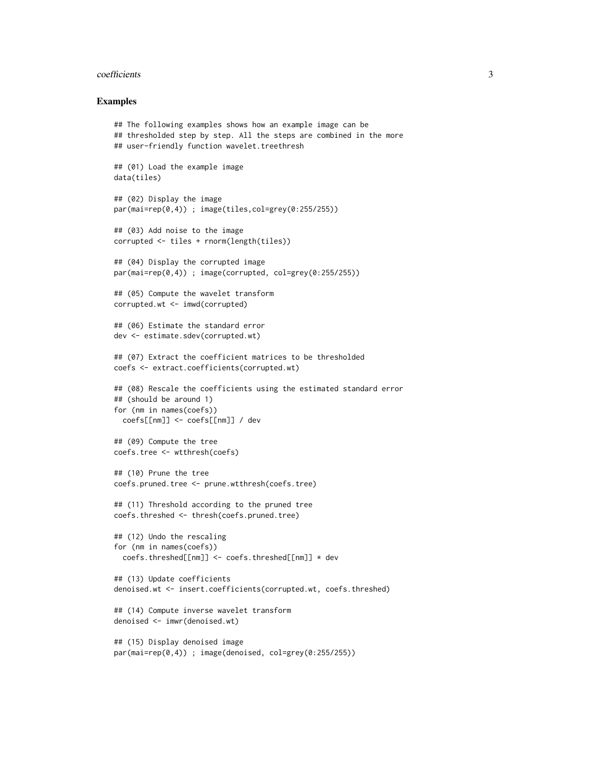## Examples

```
## The following examples shows how an example image can be
## thresholded step by step. All the steps are combined in the more
## user-friendly function wavelet.treethresh

## (01) Load the example image
data(tiles)

## (02) Display the image
par(mai=rep(0,4)) ; image(tiles,col=grey(0:255/255))

## (03) Add noise to the image
corrupted <- tiles + rnorm(length(tiles))

## (04) Display the corrupted image
par(mai=rep(0,4)) ; image(corrupted, col=grey(0:255/255))

## (05) Compute the wavelet transform
corrupted.wt <- imwd(corrupted)

## (06) Estimate the standard error
dev <- estimate.sdev(corrupted.wt)

## (07) Extract the coefficient matrices to be thresholded
coefs <- extract.coefficients(corrupted.wt)

## (08) Rescale the coefficients using the estimated standard error
## (should be around 1)
for (nm in names(coefs))
  coefs[[nm]] <- coefs[[nm]] / dev

## (09) Compute the tree
coefs.tree <- wtthresh(coefs)

## (10) Prune the tree
coefs.pruned.tree <- prune.wtthresh(coefs.tree)

## (11) Threshold according to the pruned tree
coefs.threshed <- thresh(coefs.pruned.tree)

## (12) Undo the rescaling
for (nm in names(coefs))
  coefs.threshed[[nm]] <- coefs.threshed[[nm]] * dev

## (13) Update coefficients
denoised.wt <- insert.coefficients(corrupted.wt, coefs.threshed)

## (14) Compute inverse wavelet transform
denoised <- imwr(denoised.wt)

## (15) Display denoised image
par(mai=rep(0,4)) ; image(denoised, col=grey(0:255/255))
```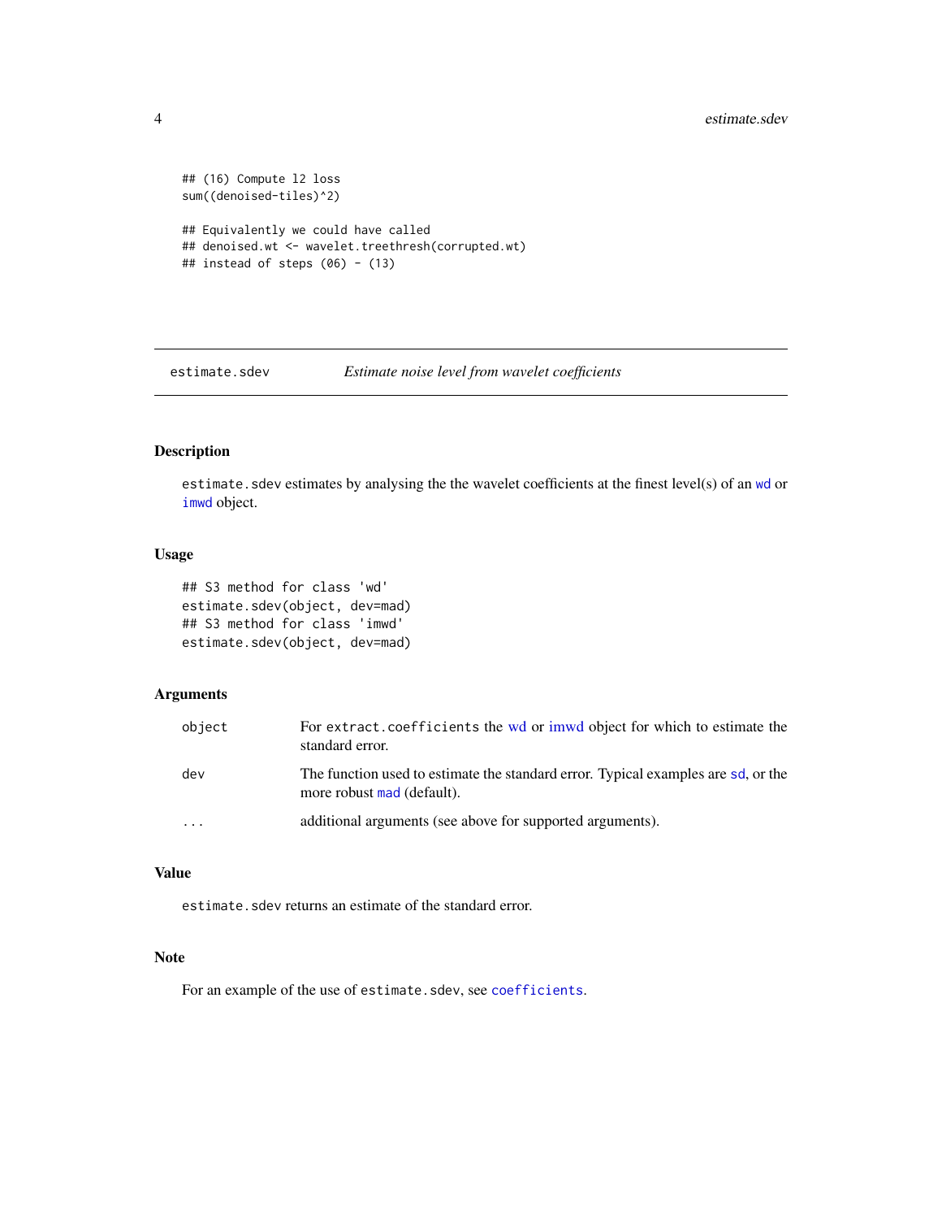```
## (16) Compute l2 loss
sum((denoised-tiles)^2)

## Equivalently we could have called
## denoised.wt <- wavelet.treethresh(corrupted.wt)
## instead of steps (06) - (13)
```

---

## estimate.sdev — *Estimate noise level from wavelet coefficients*

---

### Description

`estimate.sdev` estimates by analysing the the wavelet coefficients at the finest level(s) of an `wd` or `imwd` object.

### Usage

```
## S3 method for class 'wd'
estimate.sdev(object, dev=mad)
## S3 method for class 'imwd'
estimate.sdev(object, dev=mad)
```

### Arguments

| | |
|---|---|
| `object` | For `extract.coefficients` the wd or imwd object for which to estimate the standard error. |
| `dev` | The function used to estimate the standard error. Typical examples are sd, or the more robust `mad` (default). |
| `...` | additional arguments (see above for supported arguments). |

### Value

`estimate.sdev` returns an estimate of the standard error.

### Note

For an example of the use of `estimate.sdev`, see `coefficients`.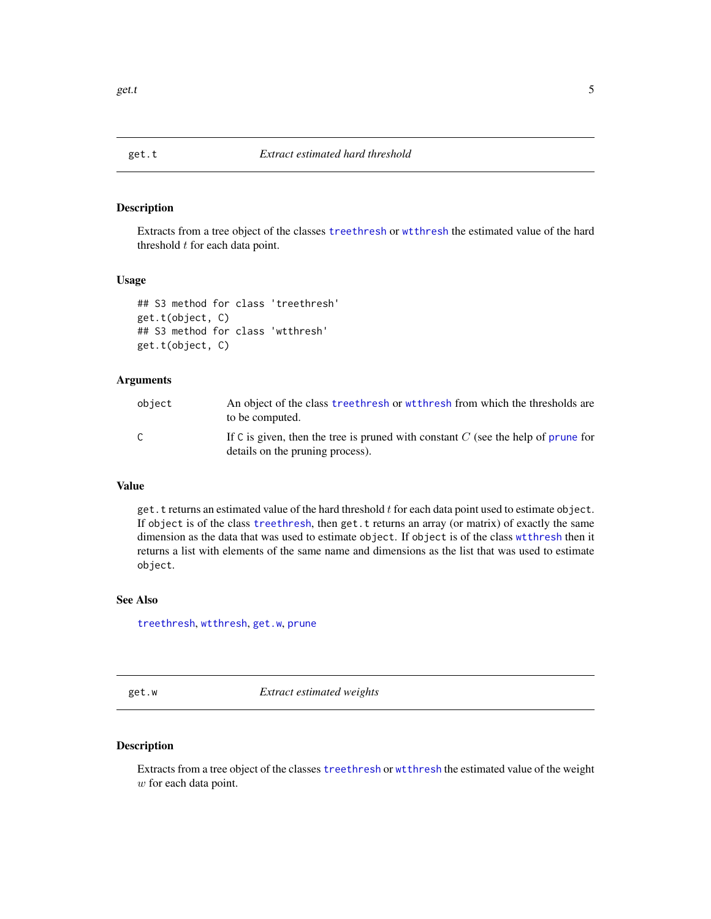## get.t — *Extract estimated hard threshold*

### Description

Extracts from a tree object of the classes `treethresh` or `wtthresh` the estimated value of the hard threshold $t$ for each data point.

### Usage

```
## S3 method for class 'treethresh'
get.t(object, C)
## S3 method for class 'wtthresh'
get.t(object, C)
```

### Arguments

| | |
|---|---|
| `object` | An object of the class `treethresh` or `wtthresh` from which the thresholds are to be computed. |
| `C` | If `C` is given, then the tree is pruned with constant $C$ (see the help of `prune` for details on the pruning process). |

### Value

`get.t` returns an estimated value of the hard threshold $t$ for each data point used to estimate `object`. If `object` is of the class `treethresh`, then `get.t` returns an array (or matrix) of exactly the same dimension as the data that was used to estimate `object`. If `object` is of the class `wtthresh` then it returns a list with elements of the same name and dimensions as the list that was used to estimate `object`.

### See Also

`treethresh`, `wtthresh`, `get.w`, `prune`

## get.w — *Extract estimated weights*

### Description

Extracts from a tree object of the classes `treethresh` or `wtthresh` the estimated value of the weight $w$ for each data point.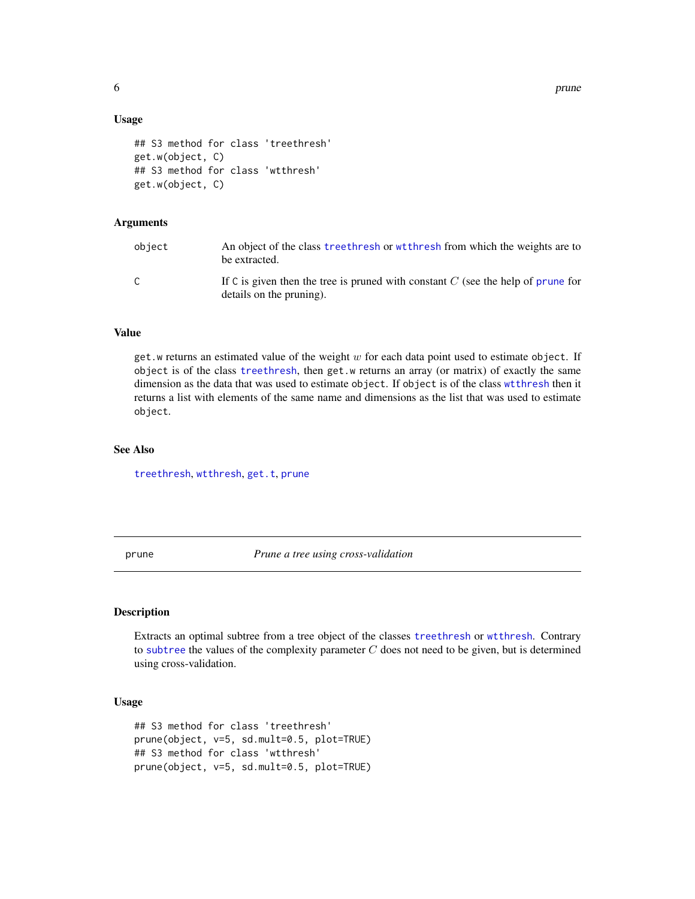### Usage

```
## S3 method for class 'treethresh'
get.w(object, C)
## S3 method for class 'wtthresh'
get.w(object, C)
```

### Arguments

| | |
|---|---|
| `object` | An object of the class `treethresh` or `wtthresh` from which the weights are to be extracted. |
| `C` | If `C` is given then the tree is pruned with constant $C$ (see the help of `prune` for details on the pruning). |

### Value

`get.w` returns an estimated value of the weight $w$ for each data point used to estimate `object`. If `object` is of the class `treethresh`, then `get.w` returns an array (or matrix) of exactly the same dimension as the data that was used to estimate `object`. If `object` is of the class `wtthresh` then it returns a list with elements of the same name and dimensions as the list that was used to estimate `object`.

### See Also

`treethresh`, `wtthresh`, `get.t`, `prune`

---

## prune — *Prune a tree using cross-validation*

---

### Description

Extracts an optimal subtree from a tree object of the classes `treethresh` or `wtthresh`. Contrary to `subtree` the values of the complexity parameter $C$ does not need to be given, but is determined using cross-validation.

### Usage

```
## S3 method for class 'treethresh'
prune(object, v=5, sd.mult=0.5, plot=TRUE)
## S3 method for class 'wtthresh'
prune(object, v=5, sd.mult=0.5, plot=TRUE)
```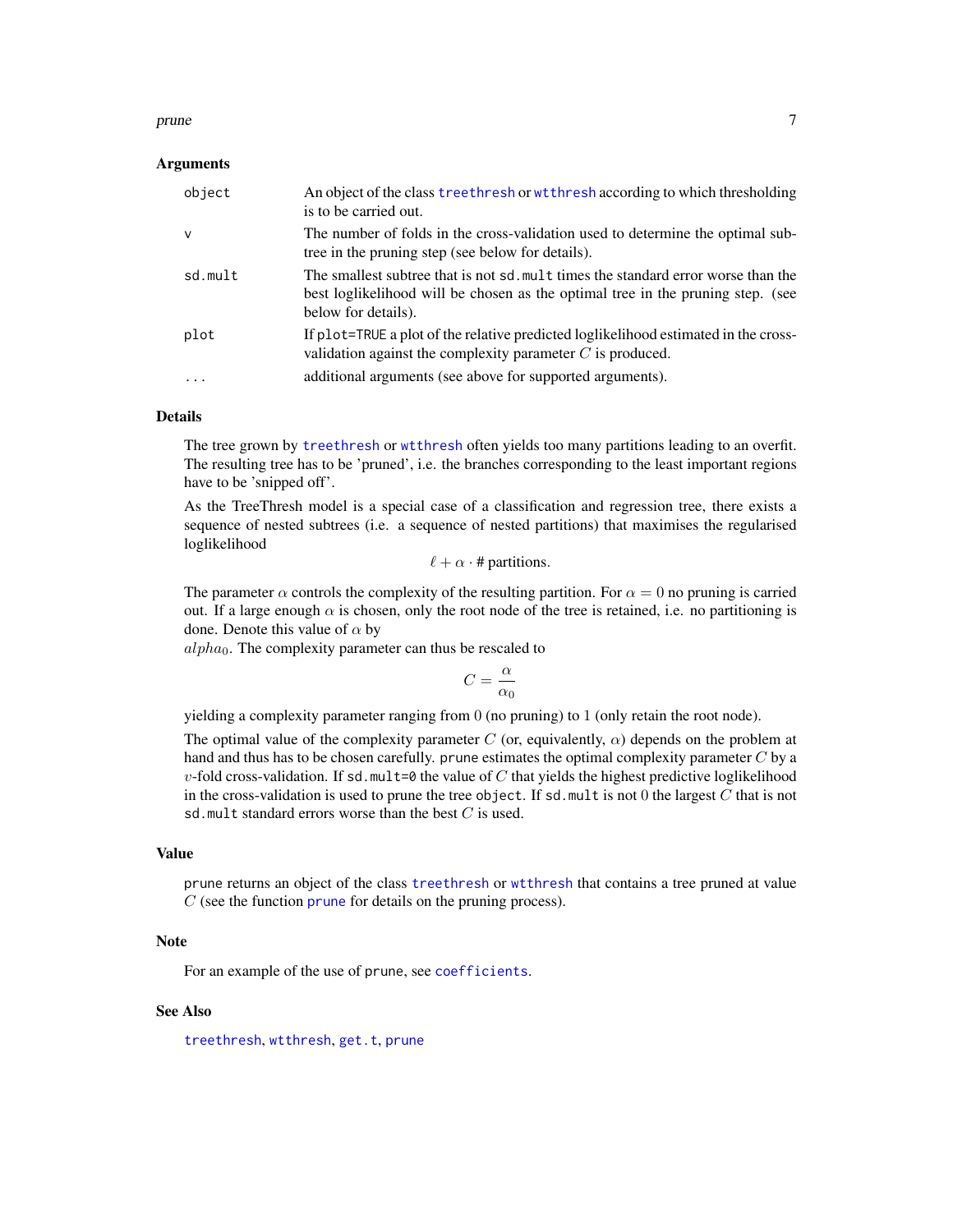### Arguments

| | |
|---|---|
| `object` | An object of the class `treethresh` or `wtthresh` according to which thresholding is to be carried out. |
| `v` | The number of folds in the cross-validation used to determine the optimal subtree in the pruning step (see below for details). |
| `sd.mult` | The smallest subtree that is not `sd.mult` times the standard error worse than the best loglikelihood will be chosen as the optimal tree in the pruning step. (see below for details). |
| `plot` | If `plot=TRUE` a plot of the relative predicted loglikelihood estimated in the cross-validation against the complexity parameter $C$ is produced. |
| `...` | additional arguments (see above for supported arguments). |

### Details

The tree grown by `treethresh` or `wtthresh` often yields too many partitions leading to an overfit. The resulting tree has to be 'pruned', i.e. the branches corresponding to the least important regions have to be 'snipped off'.

As the TreeThresh model is a special case of a classification and regression tree, there exists a sequence of nested subtrees (i.e. a sequence of nested partitions) that maximises the regularised loglikelihood

$$\ell + \alpha \cdot \text{\# partitions}.$$

The parameter $\alpha$ controls the complexity of the resulting partition. For $\alpha = 0$ no pruning is carried out. If a large enough $\alpha$ is chosen, only the root node of the tree is retained, i.e. no partitioning is done. Denote this value of $\alpha$ by $alpha_0$. The complexity parameter can thus be rescaled to

$$C = \frac{\alpha}{\alpha_0}$$

yielding a complexity parameter ranging from $0$ (no pruning) to $1$ (only retain the root node).

The optimal value of the complexity parameter $C$ (or, equivalently, $\alpha$) depends on the problem at hand and thus has to be chosen carefully. `prune` estimates the optimal complexity parameter $C$ by a $v$-fold cross-validation. If `sd.mult=0` the value of $C$ that yields the highest predictive loglikelihood in the cross-validation is used to prune the tree `object`. If `sd.mult` is not $0$ the largest $C$ that is not `sd.mult` standard errors worse than the best $C$ is used.

### Value

`prune` returns an object of the class `treethresh` or `wtthresh` that contains a tree pruned at value $C$ (see the function `prune` for details on the pruning process).

### Note

For an example of the use of `prune`, see `coefficients`.

### See Also

`treethresh`, `wtthresh`, `get.t`, `prune`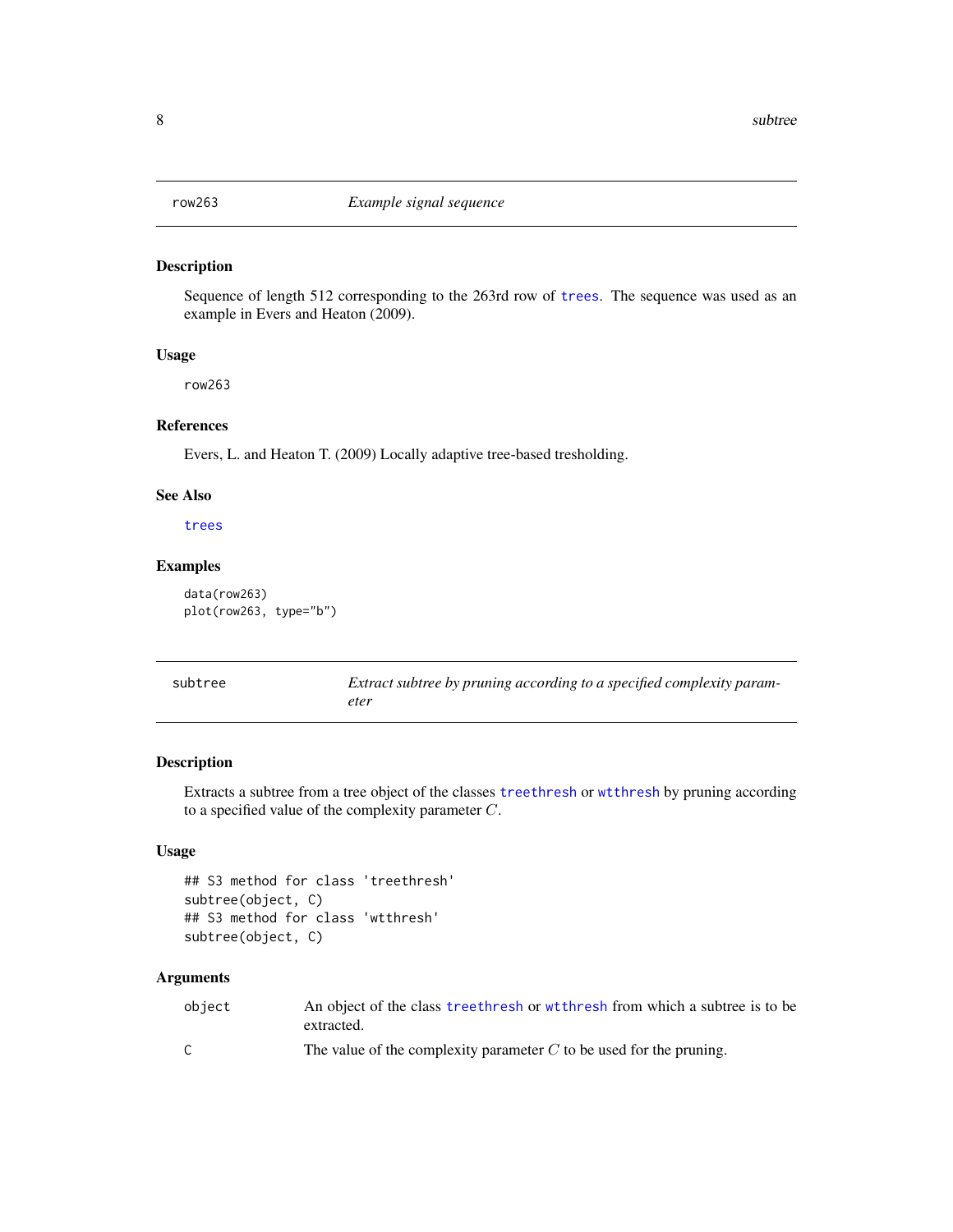## row263 — *Example signal sequence*

### Description

Sequence of length 512 corresponding to the 263rd row of trees. The sequence was used as an example in Evers and Heaton (2009).

### Usage

```
row263
```

### References

Evers, L. and Heaton T. (2009) Locally adaptive tree-based tresholding.

### See Also

trees

### Examples

```
data(row263)
plot(row263, type="b")
```

## subtree — *Extract subtree by pruning according to a specified complexity parameter*

### Description

Extracts a subtree from a tree object of the classes treethresh or wtthresh by pruning according to a specified value of the complexity parameter $C$.

### Usage

```
## S3 method for class 'treethresh'
subtree(object, C)
## S3 method for class 'wtthresh'
subtree(object, C)
```

### Arguments

| | |
|---|---|
| object | An object of the class treethresh or wtthresh from which a subtree is to be extracted. |
| C | The value of the complexity parameter $C$ to be used for the pruning. |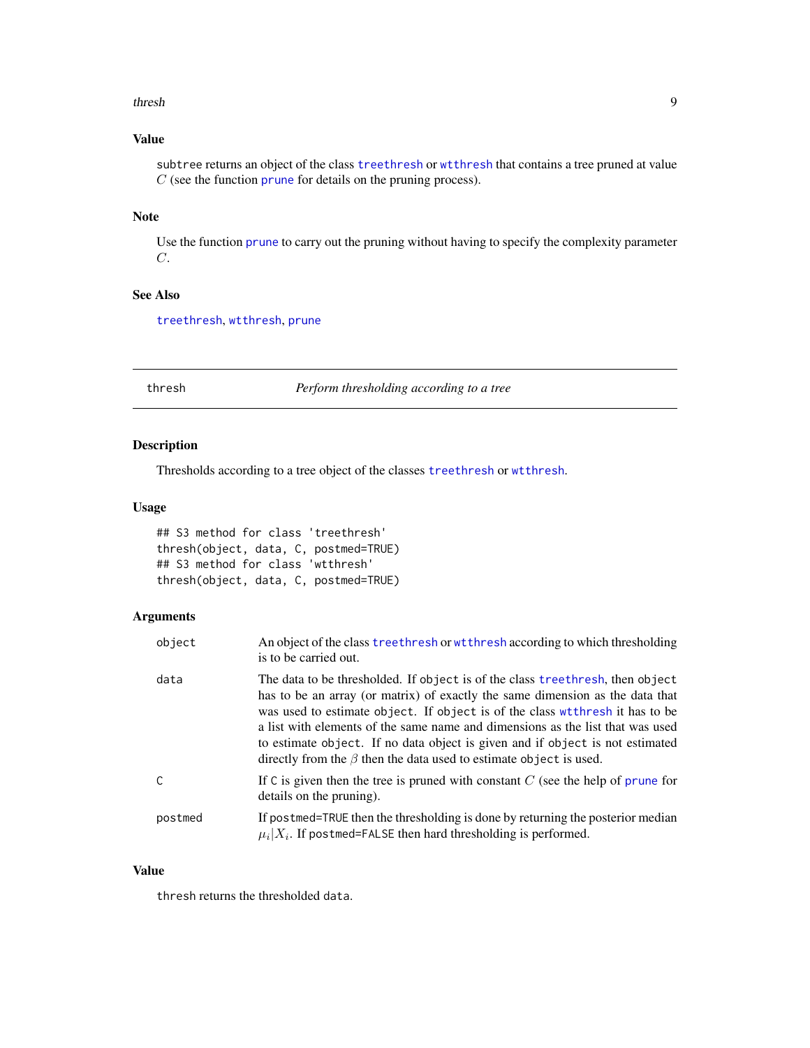### Value

subtree returns an object of the class treethresh or wtthresh that contains a tree pruned at value $C$ (see the function prune for details on the pruning process).

### Note

Use the function prune to carry out the pruning without having to specify the complexity parameter $C$.

### See Also

treethresh, wtthresh, prune

---

## thresh — *Perform thresholding according to a tree*

### Description

Thresholds according to a tree object of the classes treethresh or wtthresh.

### Usage

```
## S3 method for class 'treethresh'
thresh(object, data, C, postmed=TRUE)
## S3 method for class 'wtthresh'
thresh(object, data, C, postmed=TRUE)
```

### Arguments

| | |
|---|---|
| object | An object of the class treethresh or wtthresh according to which thresholding is to be carried out. |
| data | The data to be thresholded. If object is of the class treethresh, then object has to be an array (or matrix) of exactly the same dimension as the data that was used to estimate object. If object is of the class wtthresh it has to be a list with elements of the same name and dimensions as the list that was used to estimate object. If no data object is given and if object is not estimated directly from the $\beta$ then the data used to estimate object is used. |
| C | If C is given then the tree is pruned with constant $C$ (see the help of prune for details on the pruning). |
| postmed | If postmed=TRUE then the thresholding is done by returning the posterior median $\mu_i \vert X_i$. If postmed=FALSE then hard thresholding is performed. |

### Value

thresh returns the thresholded data.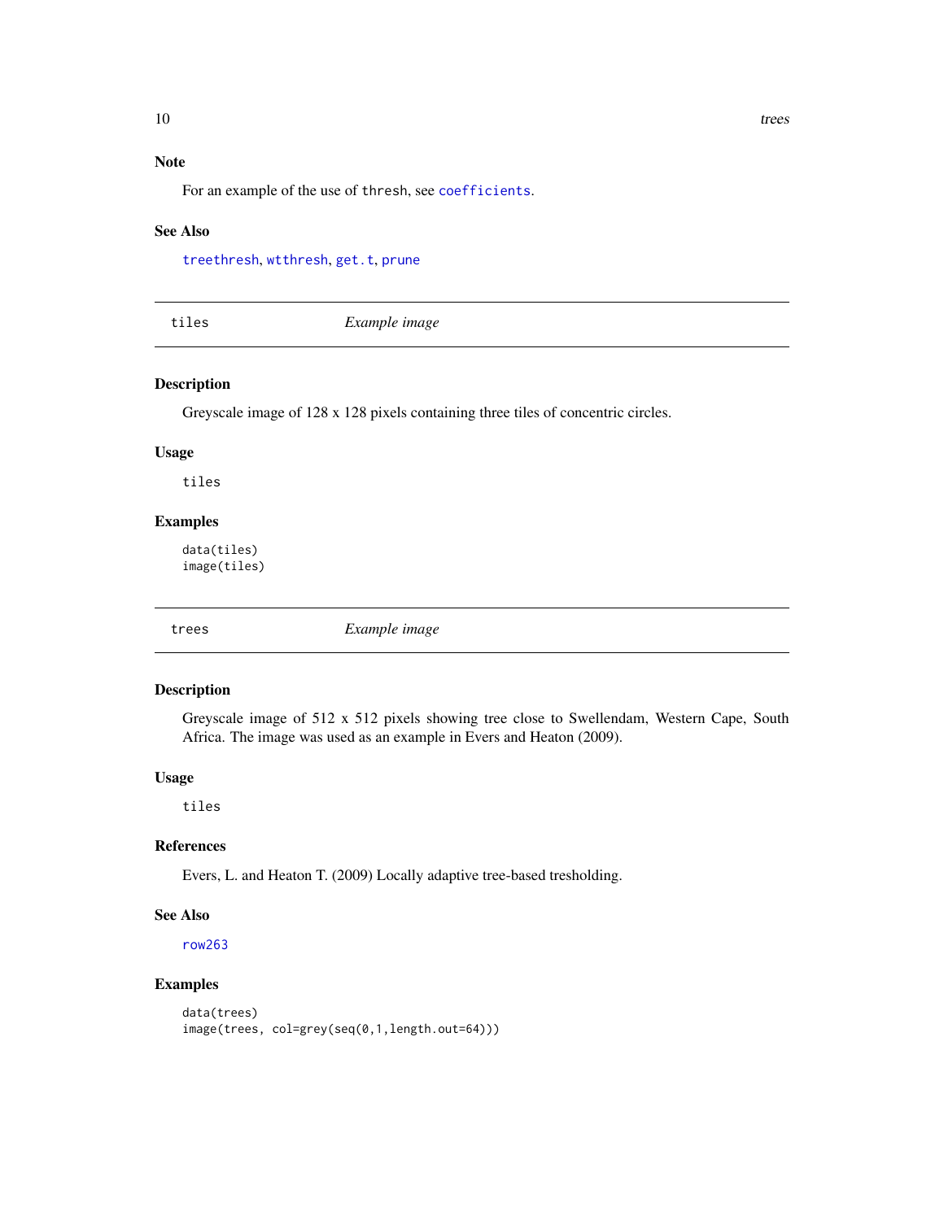### Note

For an example of the use of `thresh`, see `coefficients`.

### See Also

`treethresh`, `wtthresh`, `get.t`, `prune`

---

## tiles *Example image*

---

### Description

Greyscale image of 128 x 128 pixels containing three tiles of concentric circles.

### Usage

```
tiles
```

### Examples

```
data(tiles)
image(tiles)
```

---

## trees *Example image*

---

### Description

Greyscale image of 512 x 512 pixels showing tree close to Swellendam, Western Cape, South Africa. The image was used as an example in Evers and Heaton (2009).

### Usage

```
tiles
```

### References

Evers, L. and Heaton T. (2009) Locally adaptive tree-based tresholding.

### See Also

`row263`

### Examples

```
data(trees)
image(trees, col=grey(seq(0,1,length.out=64)))
```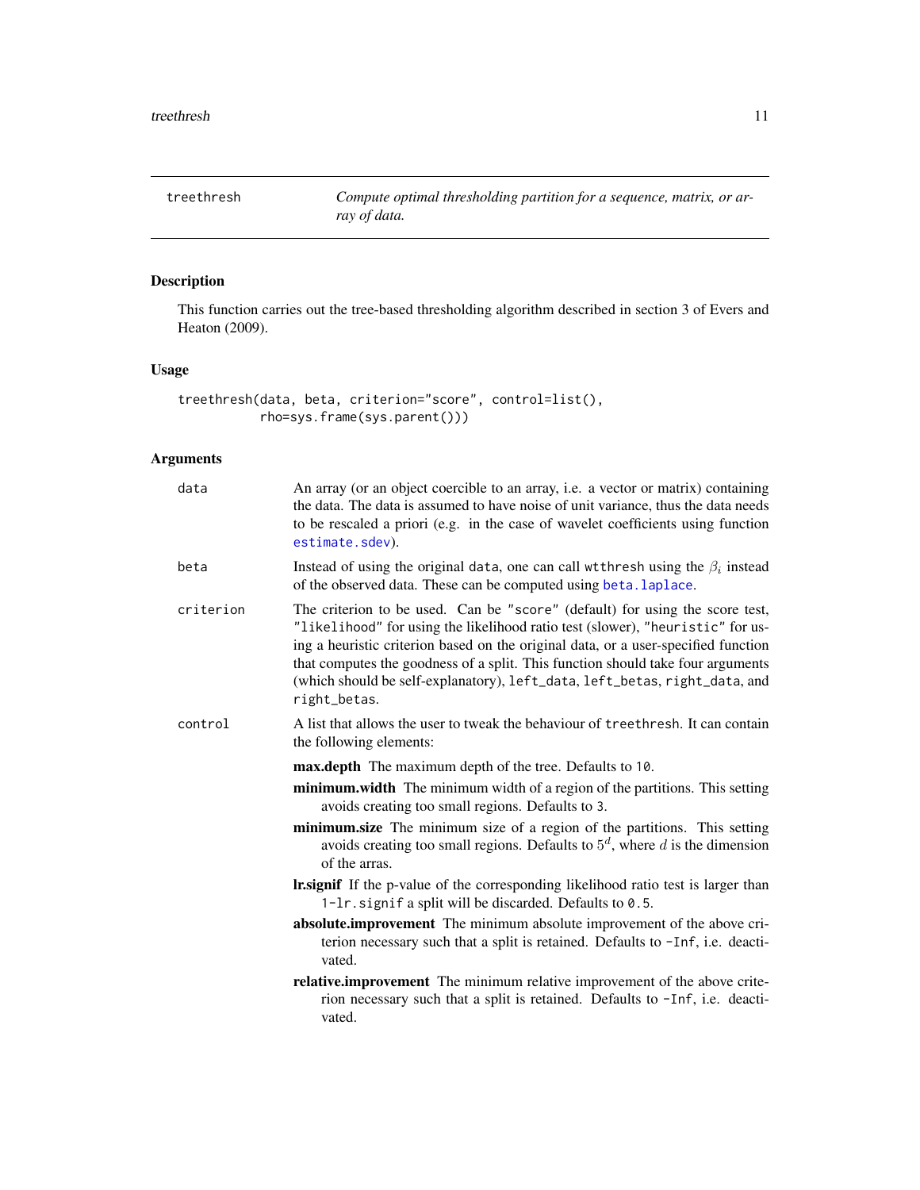## treethresh — *Compute optimal thresholding partition for a sequence, matrix, or array of data.*

### Description

This function carries out the tree-based thresholding algorithm described in section 3 of Evers and Heaton (2009).

### Usage

```
treethresh(data, beta, criterion="score", control=list(),
           rho=sys.frame(sys.parent()))
```

### Arguments

`data` An array (or an object coercible to an array, i.e. a vector or matrix) containing the data. The data is assumed to have noise of unit variance, thus the data needs to be rescaled a priori (e.g. in the case of wavelet coefficients using function `estimate.sdev`).

`beta` Instead of using the original `data`, one can call `wtthresh` using the $\beta_i$ instead of the observed data. These can be computed using `beta.laplace`.

`criterion` The criterion to be used. Can be `"score"` (default) for using the score test, `"likelihood"` for using the likelihood ratio test (slower), `"heuristic"` for using a heuristic criterion based on the original data, or a user-specified function that computes the goodness of a split. This function should take four arguments (which should be self-explanatory), `left_data`, `left_betas`, `right_data`, and `right_betas`.

`control` A list that allows the user to tweak the behaviour of `treethresh`. It can contain the following elements:

- **max.depth** The maximum depth of the tree. Defaults to `10`.
- **minimum.width** The minimum width of a region of the partitions. This setting avoids creating too small regions. Defaults to 3.
- **minimum.size** The minimum size of a region of the partitions. This setting avoids creating too small regions. Defaults to $5^d$, where $d$ is the dimension of the arras.
- **lr.signif** If the p-value of the corresponding likelihood ratio test is larger than `1-lr.signif` a split will be discarded. Defaults to `0.5`.
- **absolute.improvement** The minimum absolute improvement of the above criterion necessary such that a split is retained. Defaults to `-Inf`, i.e. deactivated.
- **relative.improvement** The minimum relative improvement of the above criterion necessary such that a split is retained. Defaults to `-Inf`, i.e. deactivated.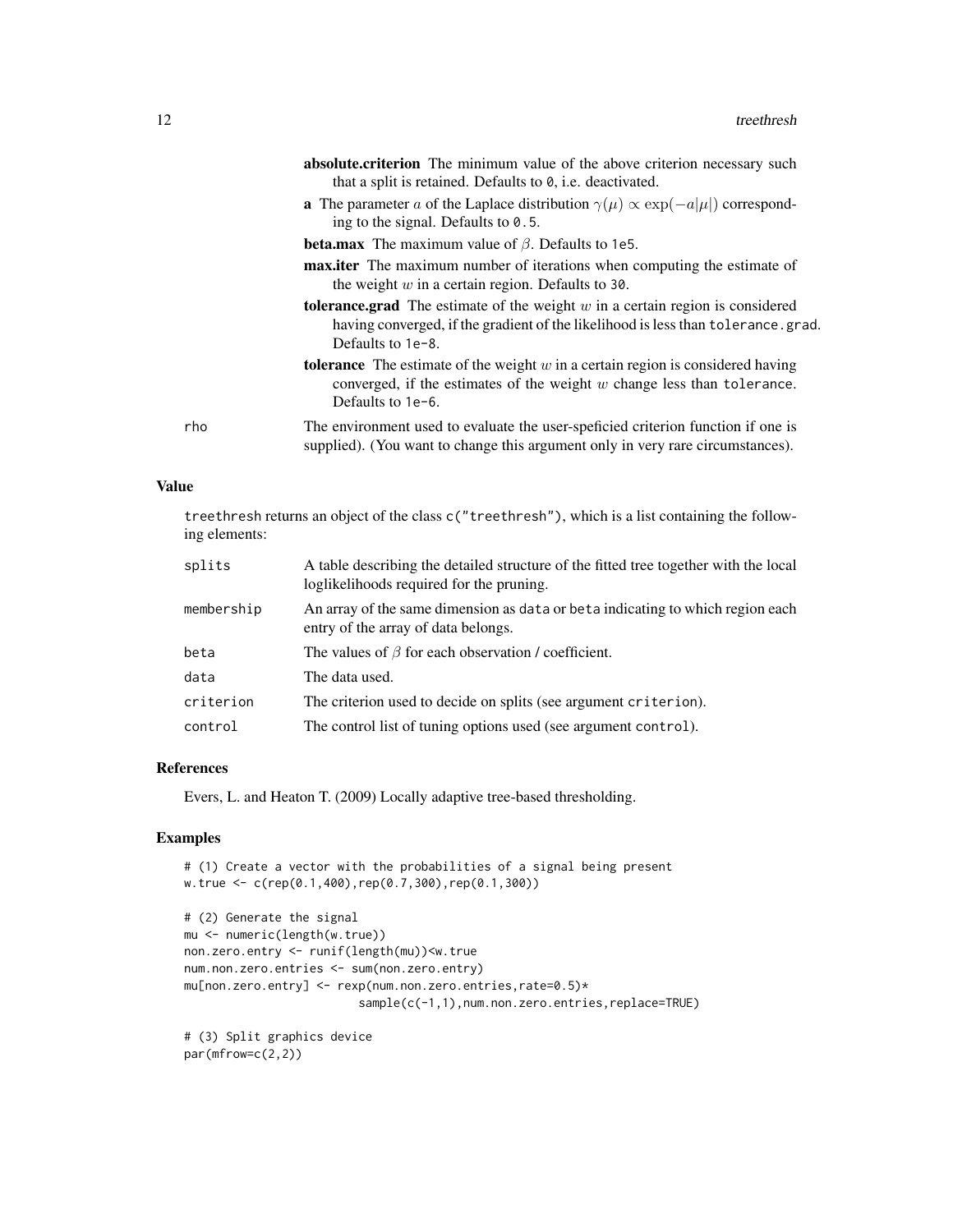**absolute.criterion** The minimum value of the above criterion necessary such that a split is retained. Defaults to `0`, i.e. deactivated.

**a** The parameter $a$ of the Laplace distribution $\gamma(\mu) \propto \exp(-a|\mu|)$ corresponding to the signal. Defaults to `0.5`.

**beta.max** The maximum value of $\beta$. Defaults to `1e5`.

**max.iter** The maximum number of iterations when computing the estimate of the weight $w$ in a certain region. Defaults to `30`.

**tolerance.grad** The estimate of the weight $w$ in a certain region is considered having converged, if the gradient of the likelihood is less than `tolerance.grad`. Defaults to `1e-8`.

**tolerance** The estimate of the weight $w$ in a certain region is considered having converged, if the estimates of the weight $w$ change less than `tolerance`. Defaults to `1e-6`.

`rho` The environment used to evaluate the user-speficied criterion function if one is supplied). (You want to change this argument only in very rare circumstances).

## Value

`treethresh` returns an object of the class `c("treethresh")`, which is a list containing the following elements:

| | |
|---|---|
| `splits` | A table describing the detailed structure of the fitted tree together with the local loglikelihoods required for the pruning. |
| `membership` | An array of the same dimension as `data` or `beta` indicating to which region each entry of the array of data belongs. |
| `beta` | The values of $\beta$ for each observation / coefficient. |
| `data` | The data used. |
| `criterion` | The criterion used to decide on splits (see argument `criterion`). |
| `control` | The control list of tuning options used (see argument `control`). |

## References

Evers, L. and Heaton T. (2009) Locally adaptive tree-based thresholding.

## Examples

```
# (1) Create a vector with the probabilities of a signal being present
w.true <- c(rep(0.1,400),rep(0.7,300),rep(0.1,300))

# (2) Generate the signal
mu <- numeric(length(w.true))
non.zero.entry <- runif(length(mu))<w.true
num.non.zero.entries <- sum(non.zero.entry)
mu[non.zero.entry] <- rexp(num.non.zero.entries,rate=0.5)*
                        sample(c(-1,1),num.non.zero.entries,replace=TRUE)

# (3) Split graphics device
par(mfrow=c(2,2))
```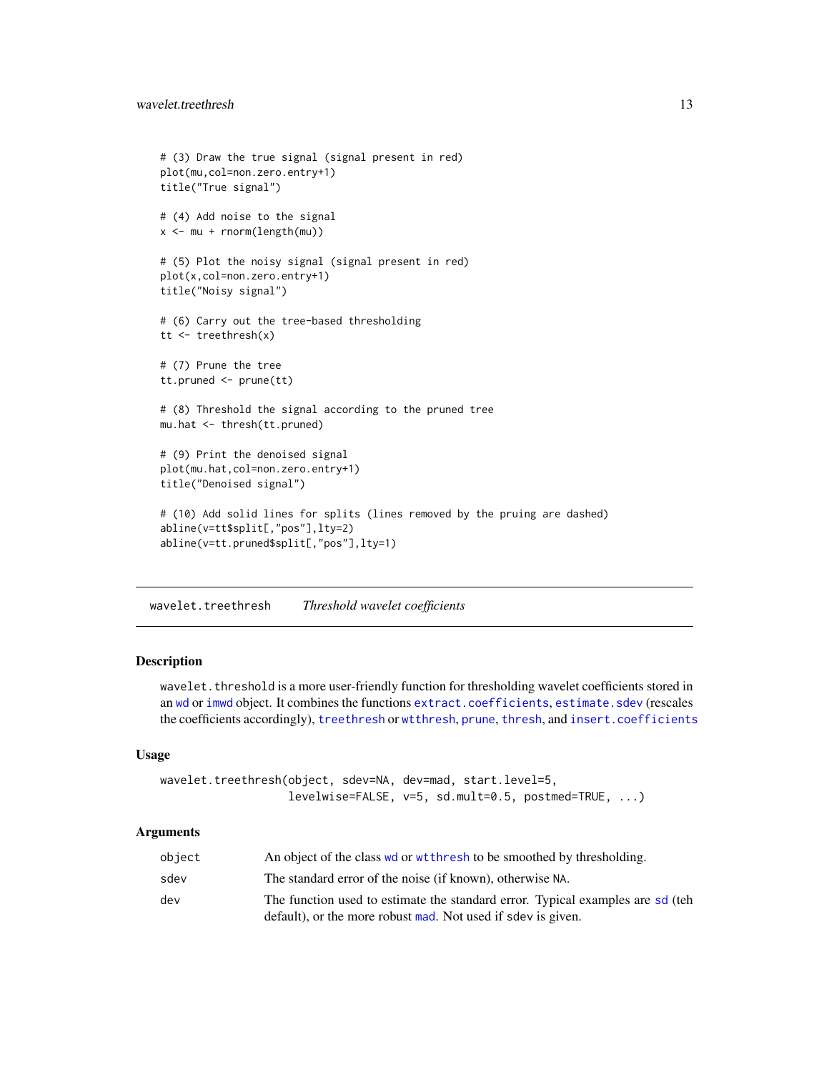```
# (3) Draw the true signal (signal present in red)
plot(mu,col=non.zero.entry+1)
title("True signal")

# (4) Add noise to the signal
x <- mu + rnorm(length(mu))

# (5) Plot the noisy signal (signal present in red)
plot(x,col=non.zero.entry+1)
title("Noisy signal")

# (6) Carry out the tree-based thresholding
tt <- treethresh(x)

# (7) Prune the tree
tt.pruned <- prune(tt)

# (8) Threshold the signal according to the pruned tree
mu.hat <- thresh(tt.pruned)

# (9) Print the denoised signal
plot(mu.hat,col=non.zero.entry+1)
title("Denoised signal")

# (10) Add solid lines for splits (lines removed by the pruing are dashed)
abline(v=tt$split[,"pos"],lty=2)
abline(v=tt.pruned$split[,"pos"],lty=1)
```

---

## wavelet.treethresh — *Threshold wavelet coefficients*

### Description

`wavelet.threshold` is a more user-friendly function for thresholding wavelet coefficients stored in an `wd` or `imwd` object. It combines the functions `extract.coefficients`, `estimate.sdev` (rescales the coefficients accordingly), `treethresh` or `wtthresh`, `prune`, `thresh`, and `insert.coefficients`

### Usage

```
wavelet.treethresh(object, sdev=NA, dev=mad, start.level=5,
                   levelwise=FALSE, v=5, sd.mult=0.5, postmed=TRUE, ...)
```

### Arguments

| | |
|---|---|
| `object` | An object of the class `wd` or `wtthresh` to be smoothed by thresholding. |
| `sdev` | The standard error of the noise (if known), otherwise `NA`. |
| `dev` | The function used to estimate the standard error. Typical examples are `sd` (teh default), or the more robust `mad`. Not used if `sdev` is given. |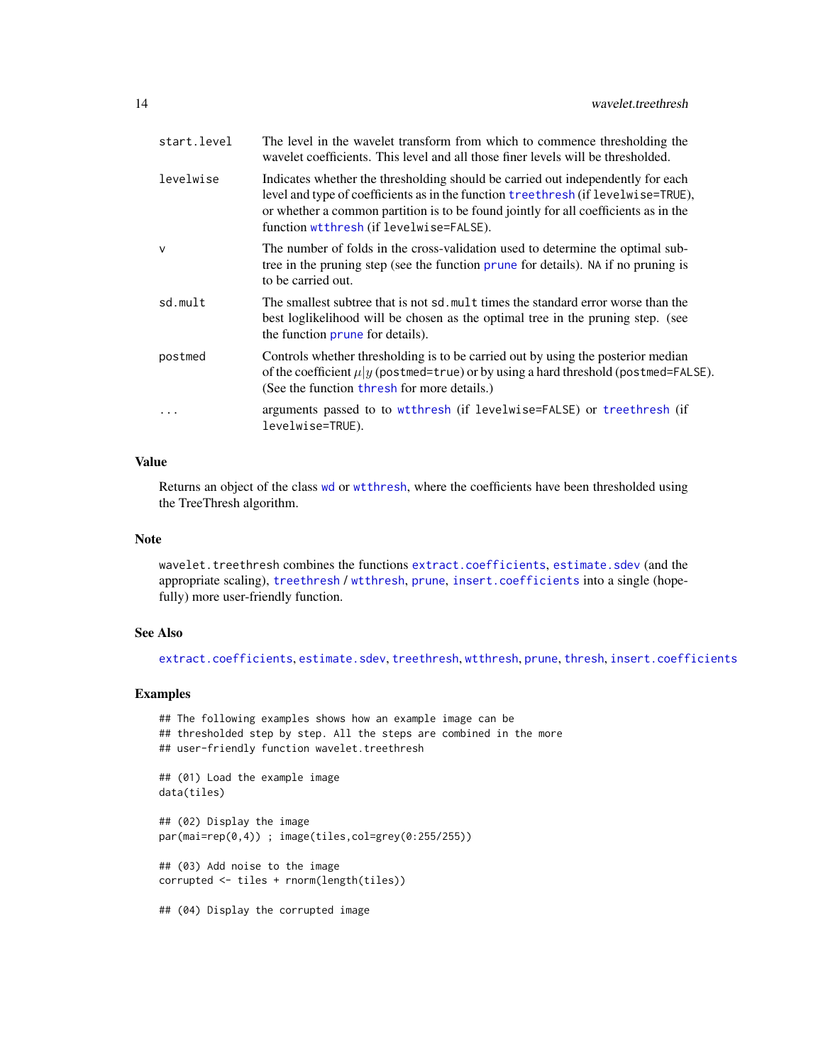| | |
|---|---|
| start.level | The level in the wavelet transform from which to commence thresholding the wavelet coefficients. This level and all those finer levels will be thresholded. |
| levelwise | Indicates whether the thresholding should be carried out independently for each level and type of coefficients as in the function treethresh (if levelwise=TRUE), or whether a common partition is to be found jointly for all coefficients as in the function wtthresh (if levelwise=FALSE). |
| v | The number of folds in the cross-validation used to determine the optimal subtree in the pruning step (see the function prune for details). NA if no pruning is to be carried out. |
| sd.mult | The smallest subtree that is not sd.mult times the standard error worse than the best loglikelihood will be chosen as the optimal tree in the pruning step. (see the function prune for details). |
| postmed | Controls whether thresholding is to be carried out by using the posterior median of the coefficient $\mu\|y$ (postmed=true) or by using a hard threshold (postmed=FALSE). (See the function thresh for more details.) |
| ... | arguments passed to to wtthresh (if levelwise=FALSE) or treethresh (if levelwise=TRUE). |

## Value

Returns an object of the class wd or wtthresh, where the coefficients have been thresholded using the TreeThresh algorithm.

## Note

wavelet.treethresh combines the functions extract.coefficients, estimate.sdev (and the appropriate scaling), treethresh / wtthresh, prune, insert.coefficients into a single (hopefully) more user-friendly function.

## See Also

extract.coefficients, estimate.sdev, treethresh, wtthresh, prune, thresh, insert.coefficients

## Examples

```
## The following examples shows how an example image can be
## thresholded step by step. All the steps are combined in the more
## user-friendly function wavelet.treethresh

## (01) Load the example image
data(tiles)

## (02) Display the image
par(mai=rep(0,4)) ; image(tiles,col=grey(0:255/255))

## (03) Add noise to the image
corrupted <- tiles + rnorm(length(tiles))

## (04) Display the corrupted image
```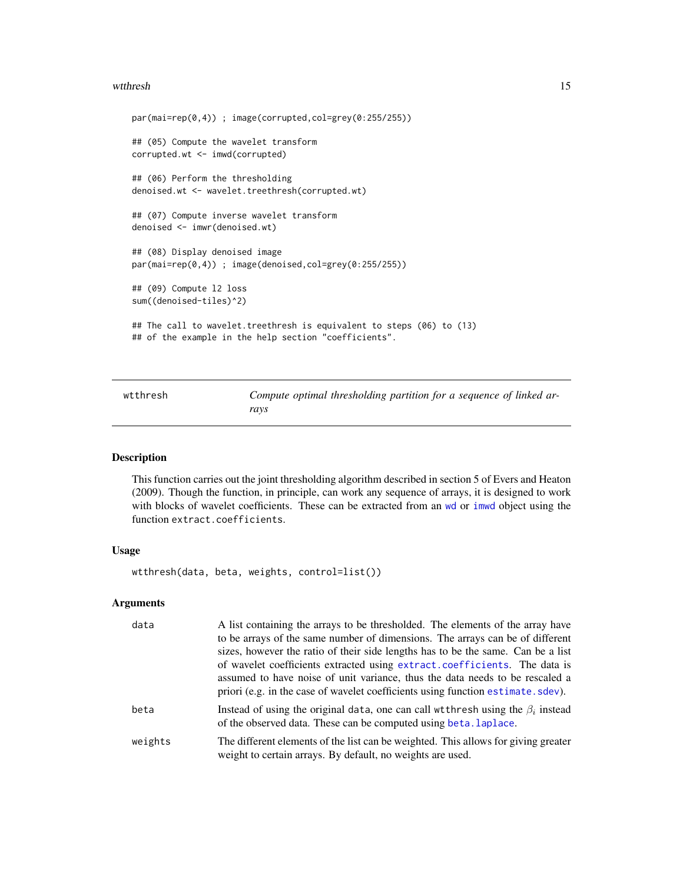```
par(mai=rep(0,4)) ; image(corrupted,col=grey(0:255/255))

## (05) Compute the wavelet transform
corrupted.wt <- imwd(corrupted)

## (06) Perform the thresholding
denoised.wt <- wavelet.treethresh(corrupted.wt)

## (07) Compute inverse wavelet transform
denoised <- imwr(denoised.wt)

## (08) Display denoised image
par(mai=rep(0,4)) ; image(denoised,col=grey(0:255/255))

## (09) Compute l2 loss
sum((denoised-tiles)^2)

## The call to wavelet.treethresh is equivalent to steps (06) to (13)
## of the example in the help section "coefficients".
```

---

## wtthresh — *Compute optimal thresholding partition for a sequence of linked arrays*

---

### Description

This function carries out the joint thresholding algorithm described in section 5 of Evers and Heaton (2009). Though the function, in principle, can work any sequence of arrays, it is designed to work with blocks of wavelet coefficients. These can be extracted from an `wd` or `imwd` object using the function `extract.coefficients`.

### Usage

```
wtthresh(data, beta, weights, control=list())
```

### Arguments

| | |
|---|---|
| `data` | A list containing the arrays to be thresholded. The elements of the array have to be arrays of the same number of dimensions. The arrays can be of different sizes, however the ratio of their side lengths has to be the same. Can be a list of wavelet coefficients extracted using `extract.coefficients`. The data is assumed to have noise of unit variance, thus the data needs to be rescaled a priori (e.g. in the case of wavelet coefficients using function `estimate.sdev`). |
| `beta` | Instead of using the original `data`, one can call `wtthresh` using the $\beta_i$ instead of the observed data. These can be computed using `beta.laplace`. |
| `weights` | The different elements of the list can be weighted. This allows for giving greater weight to certain arrays. By default, no weights are used. |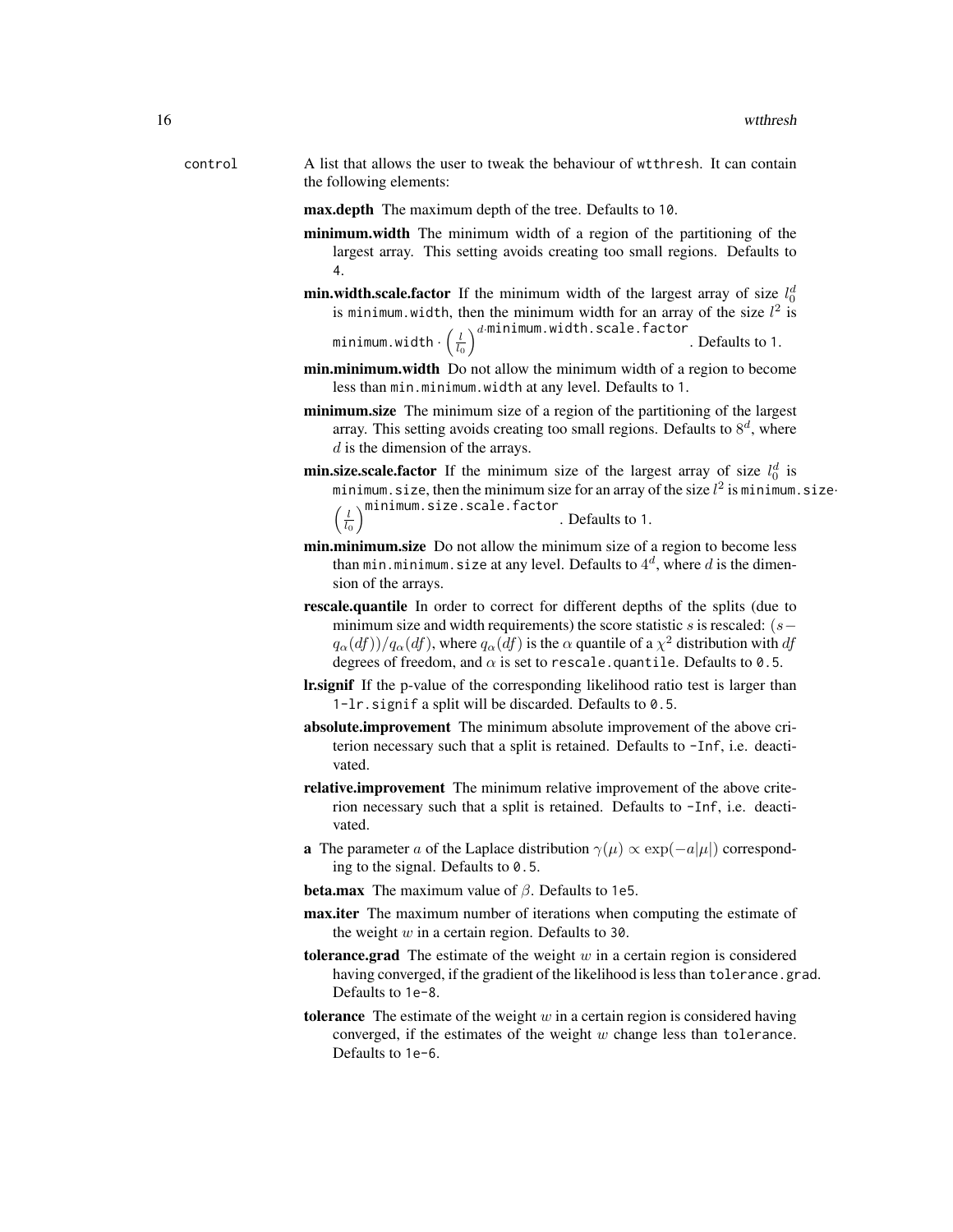control A list that allows the user to tweak the behaviour of wtthresh. It can contain the following elements:

**max.depth** The maximum depth of the tree. Defaults to 10.

**minimum.width** The minimum width of a region of the partitioning of the largest array. This setting avoids creating too small regions. Defaults to 4.

**min.width.scale.factor** If the minimum width of the largest array of size $l_0^d$ is minimum.width, then the minimum width for an array of the size $l^2$ is $\texttt{minimum.width} \cdot \left(\frac{l}{l_0}\right)^{d \cdot \texttt{minimum.width.scale.factor}}$. Defaults to 1.

**min.minimum.width** Do not allow the minimum width of a region to become less than min.minimum.width at any level. Defaults to 1.

**minimum.size** The minimum size of a region of the partitioning of the largest array. This setting avoids creating too small regions. Defaults to $8^d$, where $d$ is the dimension of the arrays.

**min.size.scale.factor** If the minimum size of the largest array of size $l_0^d$ is minimum.size, then the minimum size for an array of the size $l^2$ is $\texttt{minimum.size} \cdot \left(\frac{l}{l_0}\right)^{\texttt{minimum.size.scale.factor}}$. Defaults to 1.

**min.minimum.size** Do not allow the minimum size of a region to become less than min.minimum.size at any level. Defaults to $4^d$, where $d$ is the dimension of the arrays.

**rescale.quantile** In order to correct for different depths of the splits (due to minimum size and width requirements) the score statistic $s$ is rescaled: $(s - q_\alpha(df))/q_\alpha(df)$, where $q_\alpha(df)$ is the $\alpha$ quantile of a $\chi^2$ distribution with $df$ degrees of freedom, and $\alpha$ is set to rescale.quantile. Defaults to 0.5.

**lr.signif** If the p-value of the corresponding likelihood ratio test is larger than 1-lr.signif a split will be discarded. Defaults to 0.5.

**absolute.improvement** The minimum absolute improvement of the above criterion necessary such that a split is retained. Defaults to -Inf, i.e. deactivated.

**relative.improvement** The minimum relative improvement of the above criterion necessary such that a split is retained. Defaults to -Inf, i.e. deactivated.

**a** The parameter $a$ of the Laplace distribution $\gamma(\mu) \propto \exp(-a|\mu|)$ corresponding to the signal. Defaults to 0.5.

**beta.max** The maximum value of $\beta$. Defaults to 1e5.

**max.iter** The maximum number of iterations when computing the estimate of the weight $w$ in a certain region. Defaults to 30.

**tolerance.grad** The estimate of the weight $w$ in a certain region is considered having converged, if the gradient of the likelihood is less than tolerance.grad. Defaults to 1e-8.

**tolerance** The estimate of the weight $w$ in a certain region is considered having converged, if the estimates of the weight $w$ change less than tolerance. Defaults to 1e-6.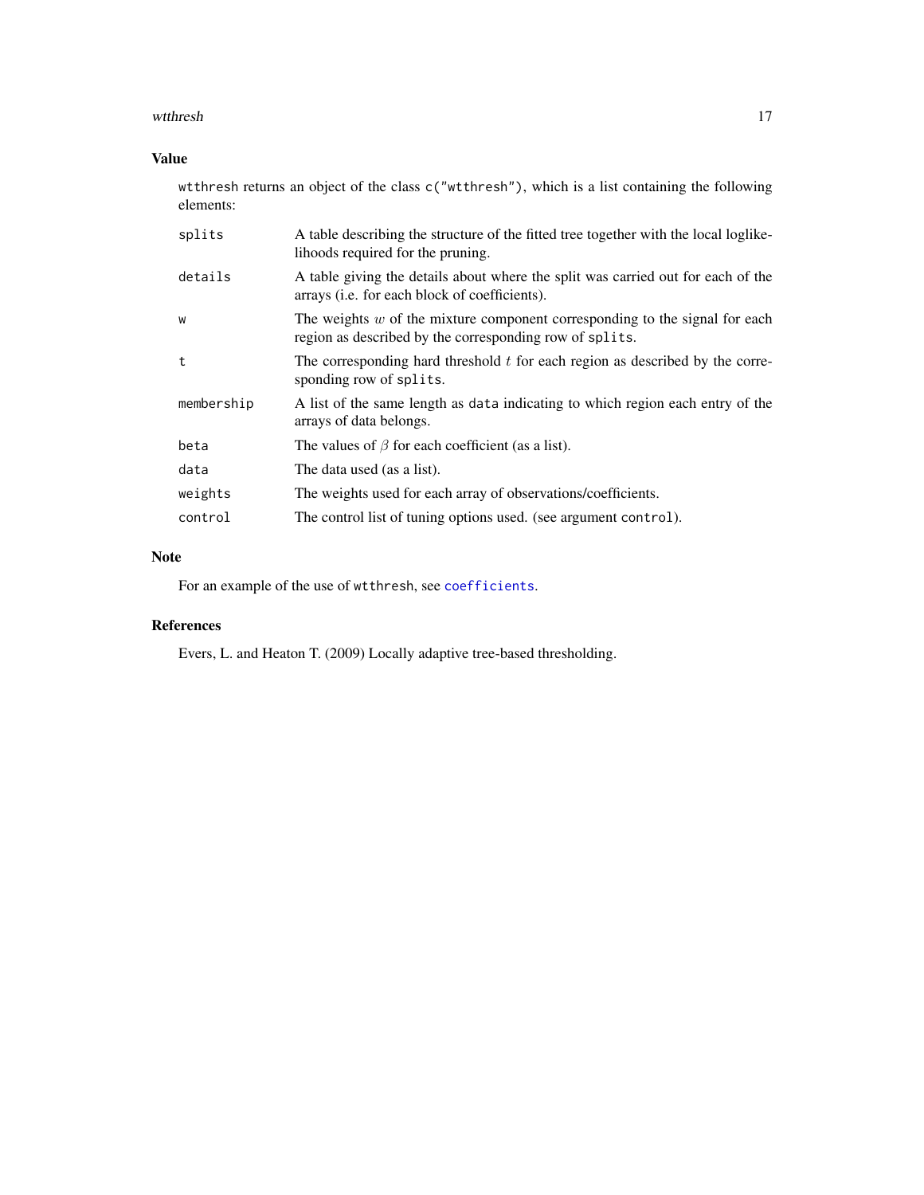## Value

wtthresh returns an object of the class c("wtthresh"), which is a list containing the following elements:

| | |
|---|---|
| splits | A table describing the structure of the fitted tree together with the local loglikelihoods required for the pruning. |
| details | A table giving the details about where the split was carried out for each of the arrays (i.e. for each block of coefficients). |
| w | The weights $w$ of the mixture component corresponding to the signal for each region as described by the corresponding row of splits. |
| t | The corresponding hard threshold $t$ for each region as described by the corresponding row of splits. |
| membership | A list of the same length as data indicating to which region each entry of the arrays of data belongs. |
| beta | The values of $\beta$ for each coefficient (as a list). |
| data | The data used (as a list). |
| weights | The weights used for each array of observations/coefficients. |
| control | The control list of tuning options used. (see argument control). |

## Note

For an example of the use of wtthresh, see coefficients.

## References

Evers, L. and Heaton T. (2009) Locally adaptive tree-based thresholding.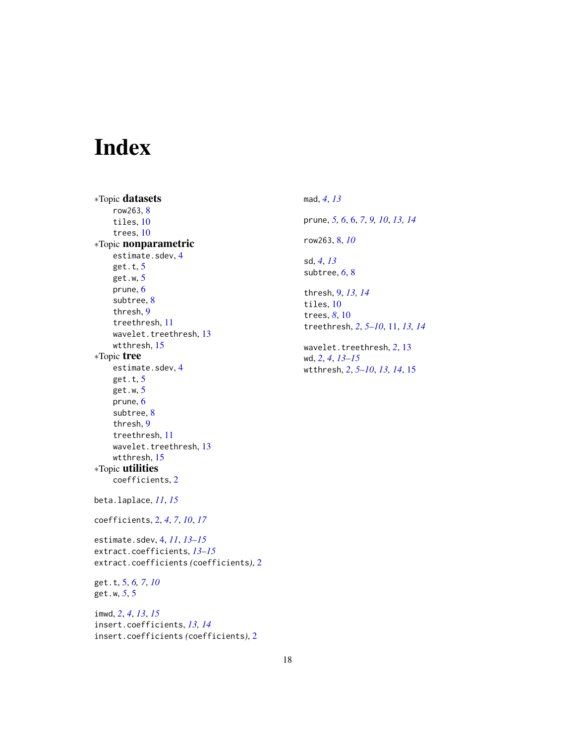# Index

*Topic **datasets**
- row263, 8
- tiles, 10
- trees, 10

*Topic **nonparametric**
- estimate.sdev, 4
- get.t, 5
- get.w, 5
- prune, 6
- subtree, 8
- thresh, 9
- treethresh, 11
- wavelet.treethresh, 13
- wtthresh, 15

*Topic **tree**
- estimate.sdev, 4
- get.t, 5
- get.w, 5
- prune, 6
- subtree, 8
- thresh, 9
- treethresh, 11
- wavelet.treethresh, 13
- wtthresh, 15

*Topic **utilities**
- coefficients, 2

beta.laplace, *11*, *15*

coefficients, 2, *4*, *7*, *10*, *17*

estimate.sdev, 4, *11*, *13–15*
extract.coefficients, *13–15*
extract.coefficients *(*coefficients*)*, 2

get.t, 5, *6, 7*, *10*
get.w, *5*, 5

imwd, *2*, *4*, *13*, *15*
insert.coefficients, *13, 14*
insert.coefficients *(*coefficients*)*, 2

mad, *4*, *13*

prune, *5, 6*, 6, *7*, *9, 10*, *13, 14*

row263, 8, *10*

sd, *4*, *13*
subtree, *6*, 8

thresh, 9, *13, 14*
tiles, 10
trees, *8*, 10
treethresh, *2*, *5–10*, 11, *13, 14*

wavelet.treethresh, *2*, 13
wd, *2*, *4*, *13–15*
wtthresh, *2*, *5–10*, *13, 14*, 15